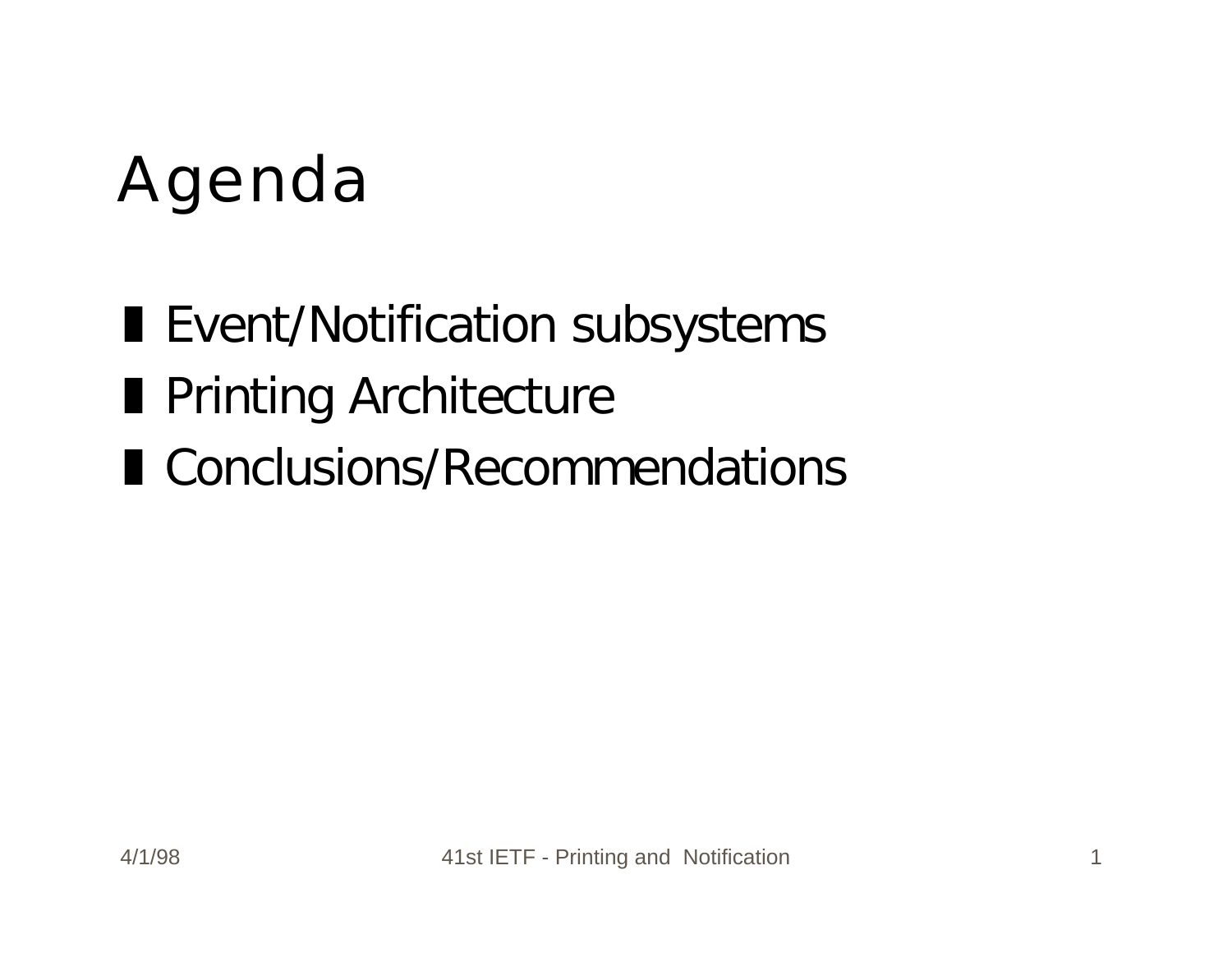# Agenda

- Event/Notification subsystems
- Printing Architecture
- Conclusions/Recommendations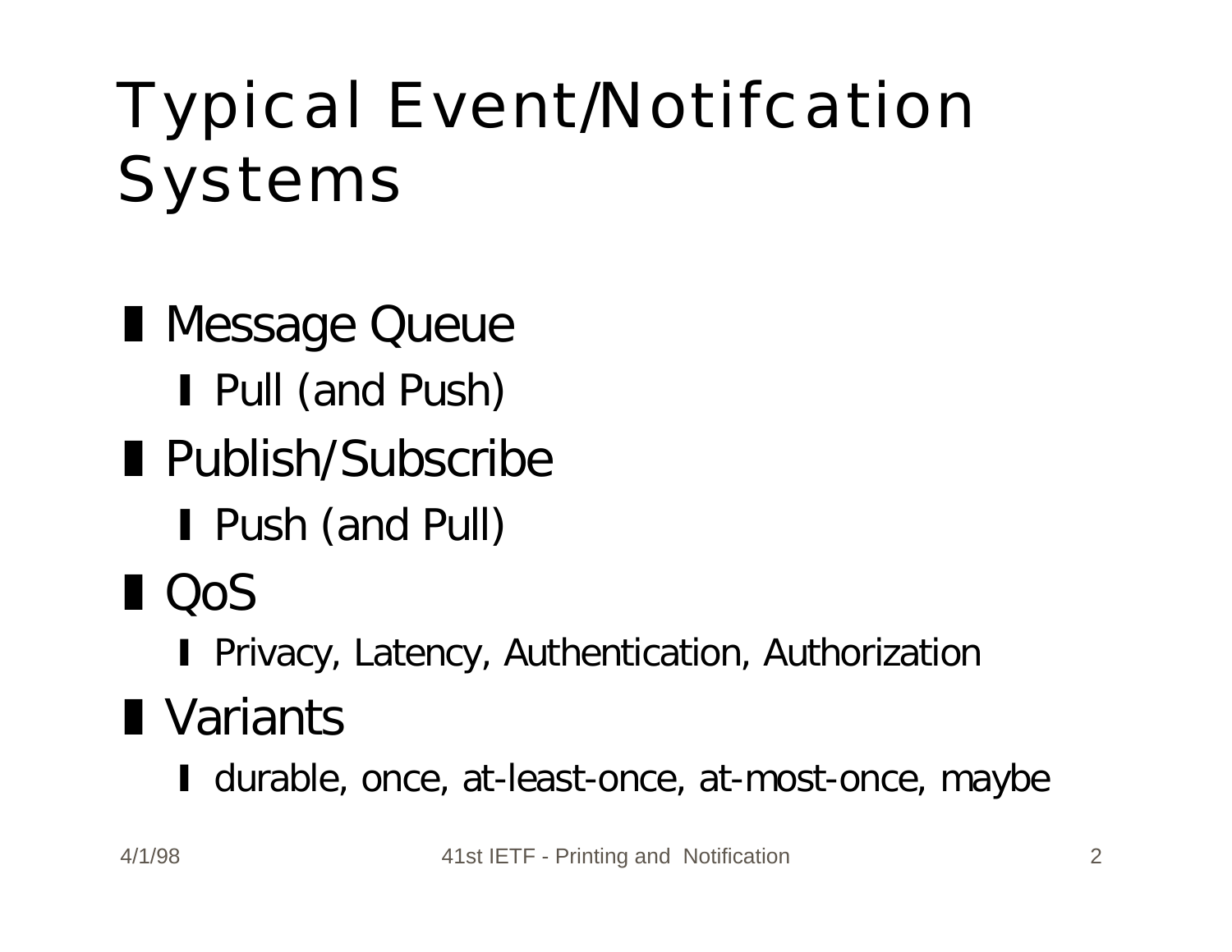# Typical Event/Notifcation Systems

- Message Queue
  - Pull (and Push)
- Publish/Subscribe
  - Push (and Pull)
- QoS
  - Privacy, Latency, Authentication, Authorization
- Variants
  - durable, once, at-least-once, at-most-once, maybe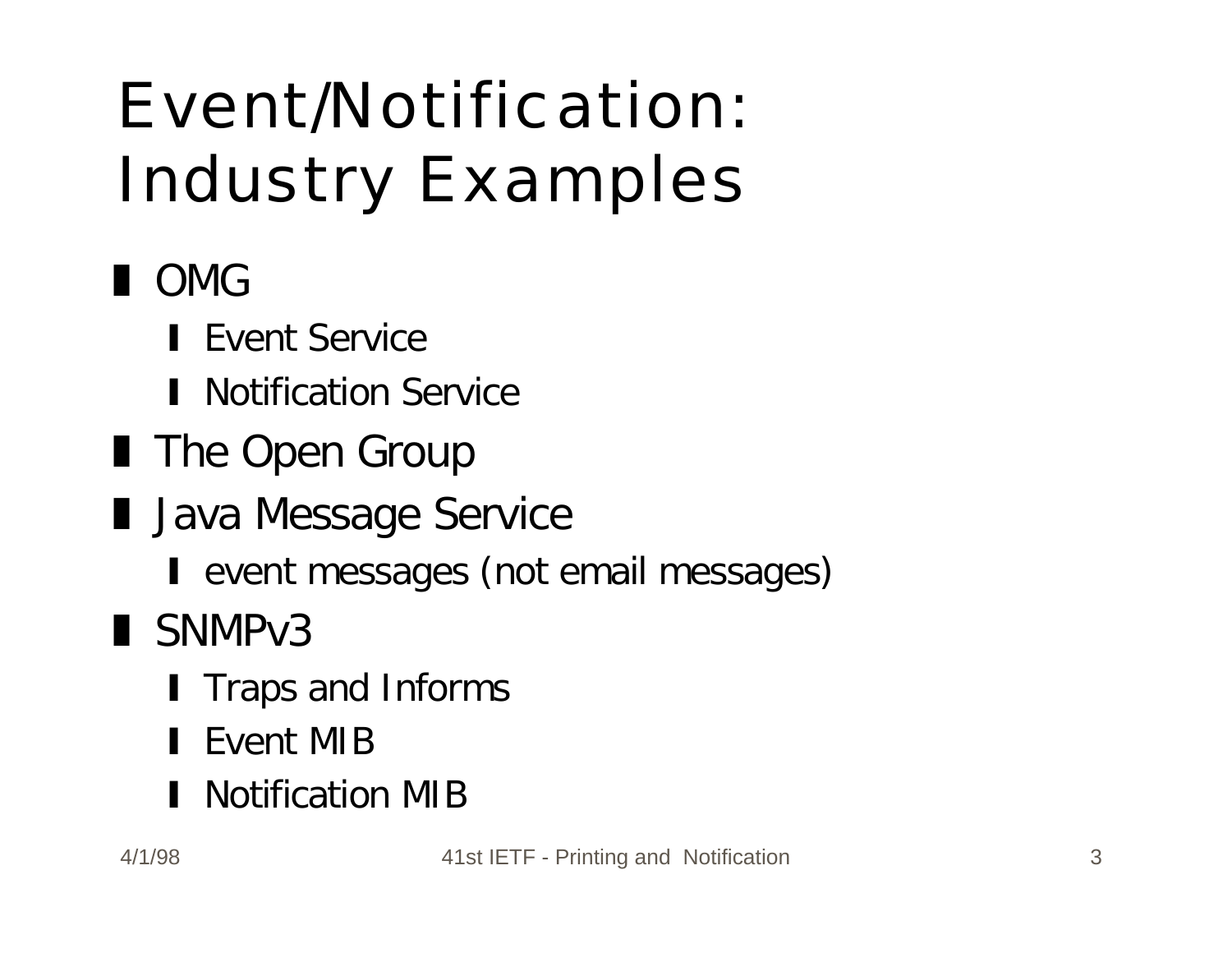# Event/Notification: Industry Examples

- OMG
  - Event Service
  - Notification Service
- The Open Group
- Java Message Service
  - event messages (not email messages)
- SNMPv3
  - Traps and Informs
  - Event MIB
  - Notification MIB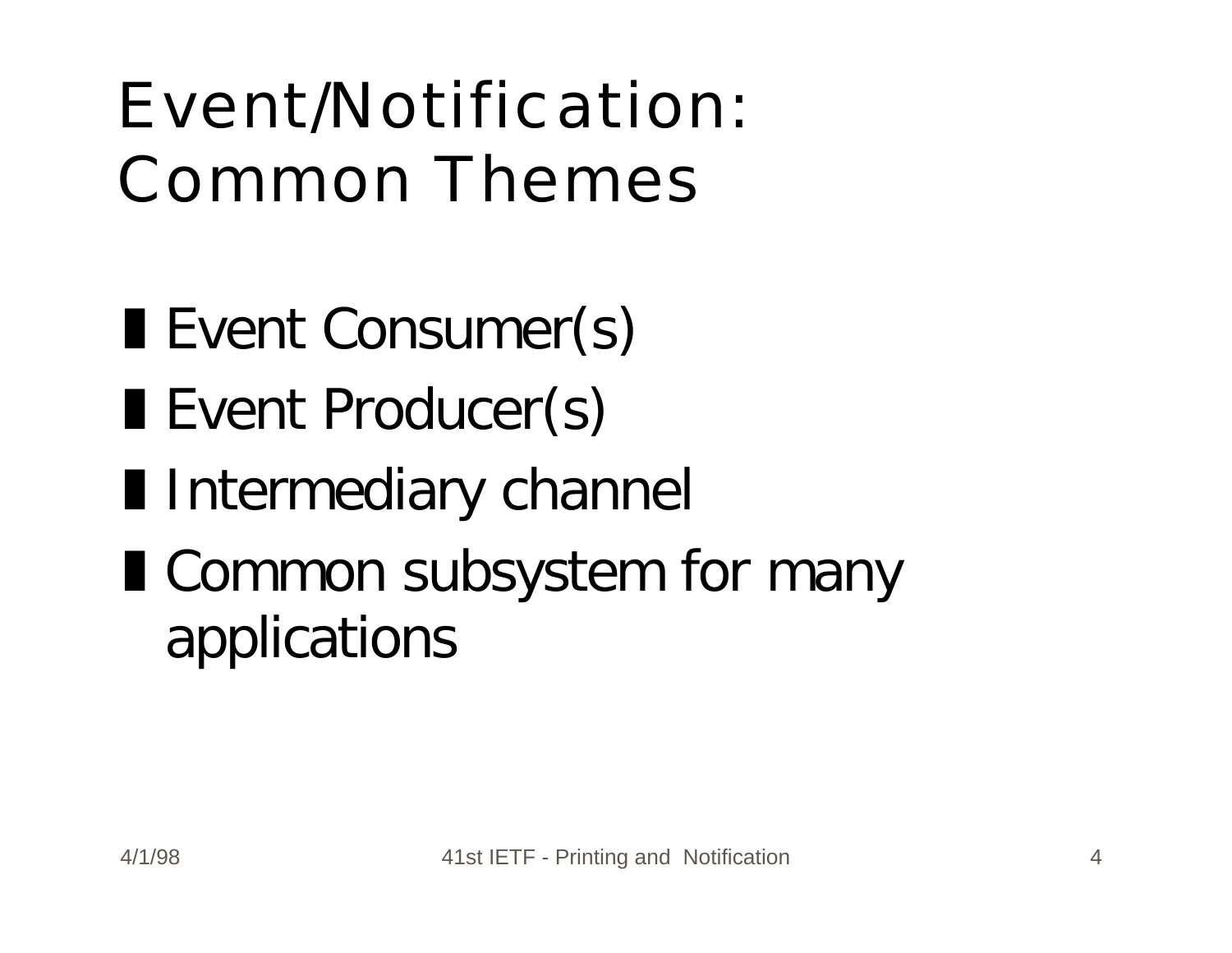# Event/Notification: Common Themes

- Event Consumer(s)
- Event Producer(s)
- Intermediary channel
- Common subsystem for many applications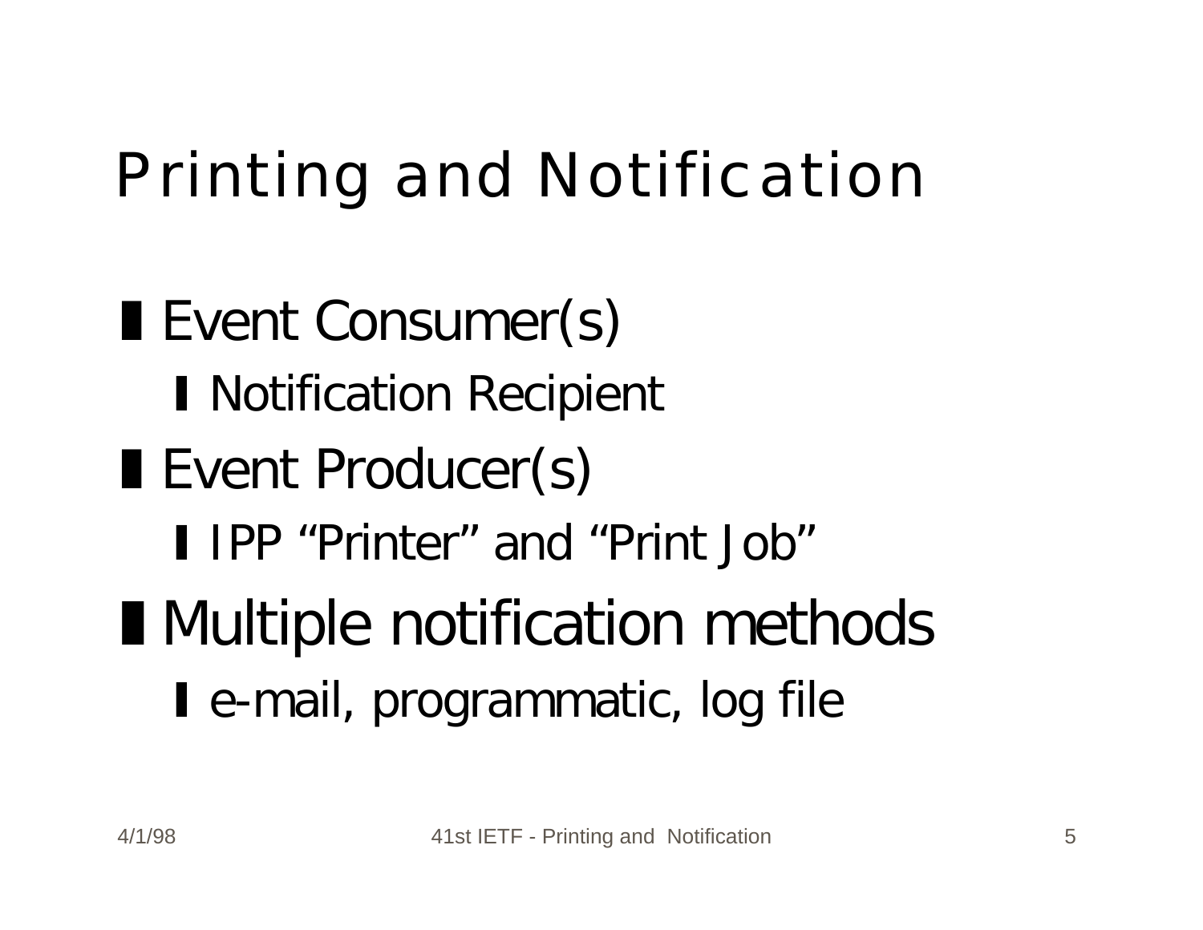# Printing and Notification

- Event Consumer(s)
  - Notification Recipient
- Event Producer(s)
  - IPP "Printer" and "Print Job"
- Multiple notification methods
  - e-mail, programmatic, log file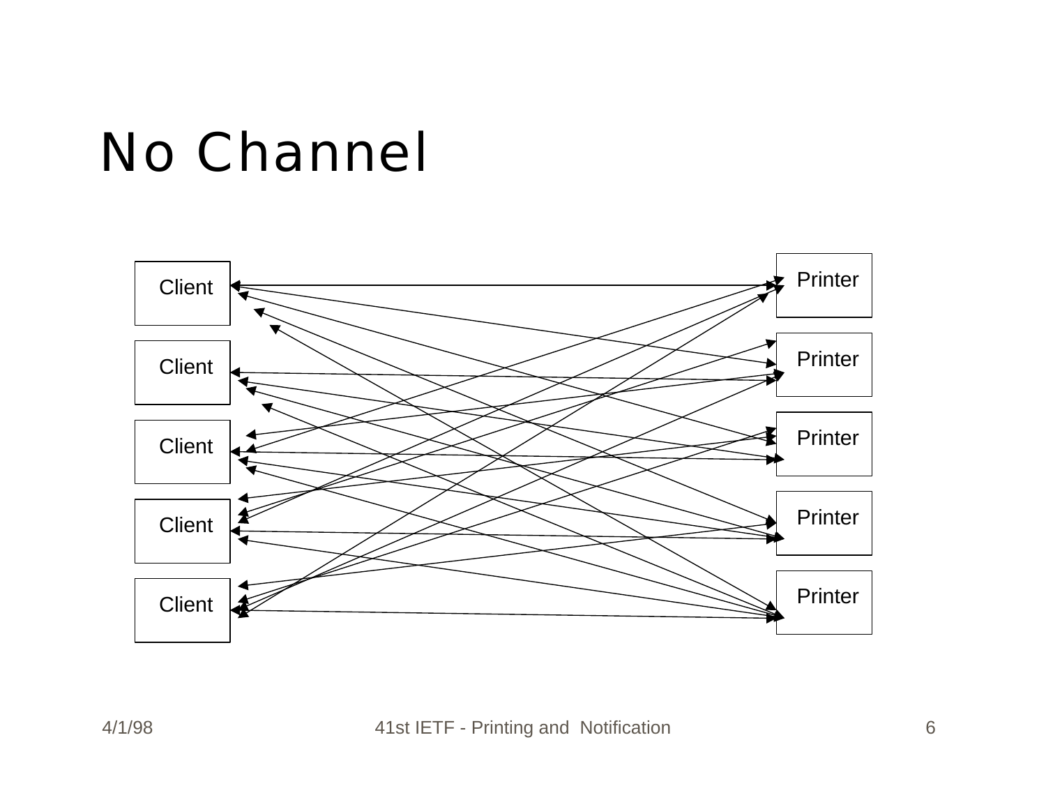# No Channel

Client

Client

Client

Client

Client

Printer

Printer

Printer

Printer

Printer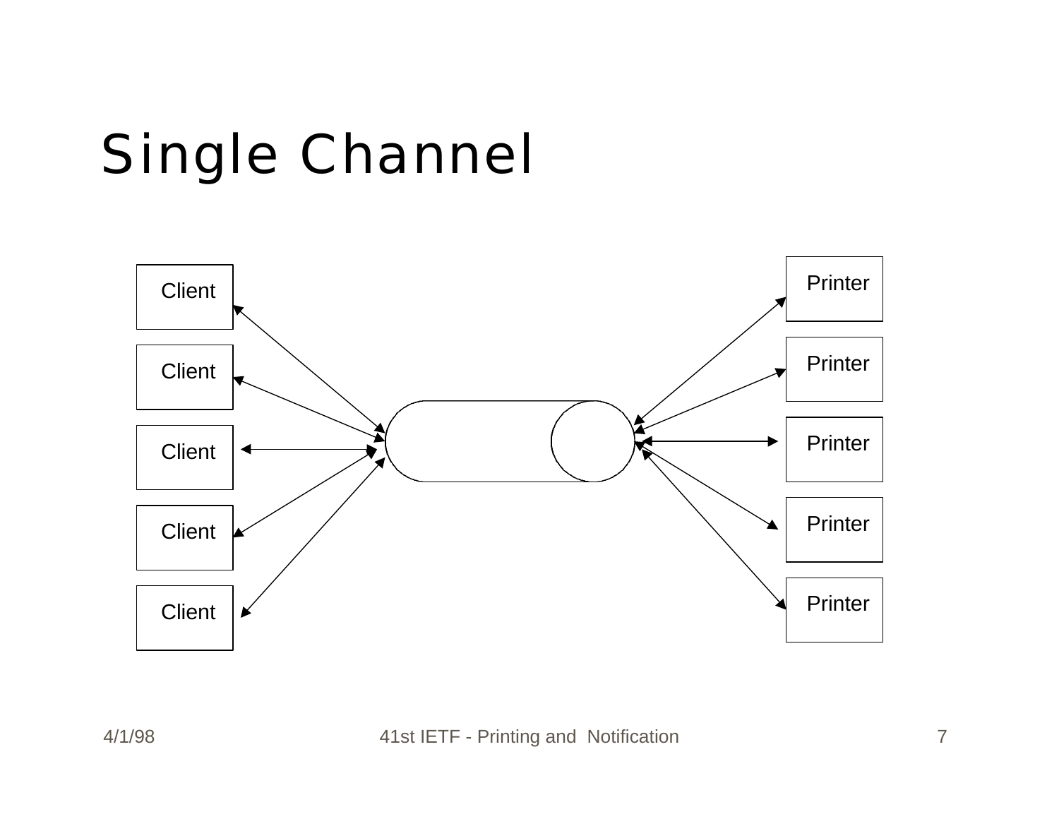# Single Channel

Client

Client

Client

Client

Client

Printer

Printer

Printer

Printer

Printer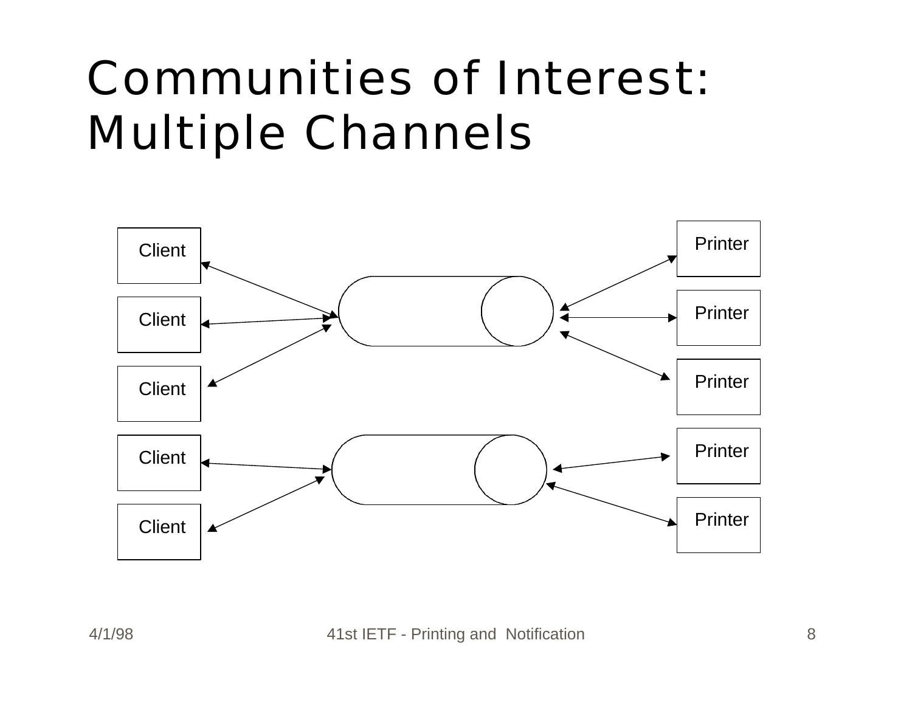# Communities of Interest: Multiple Channels

Client

Client

Client

Client

Client

Printer

Printer

Printer

Printer

Printer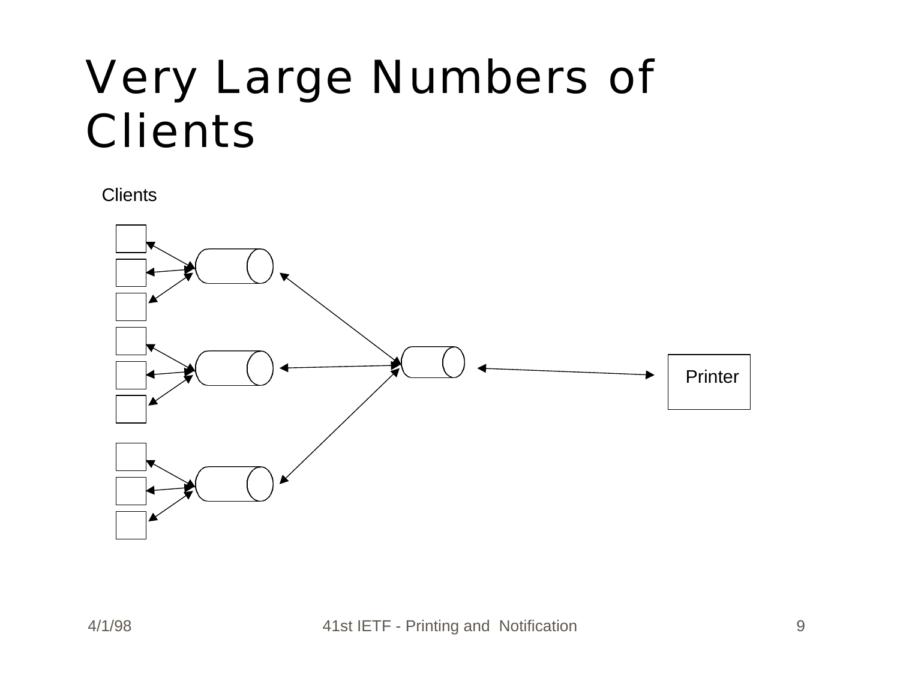# Very Large Numbers of Clients

Clients

Printer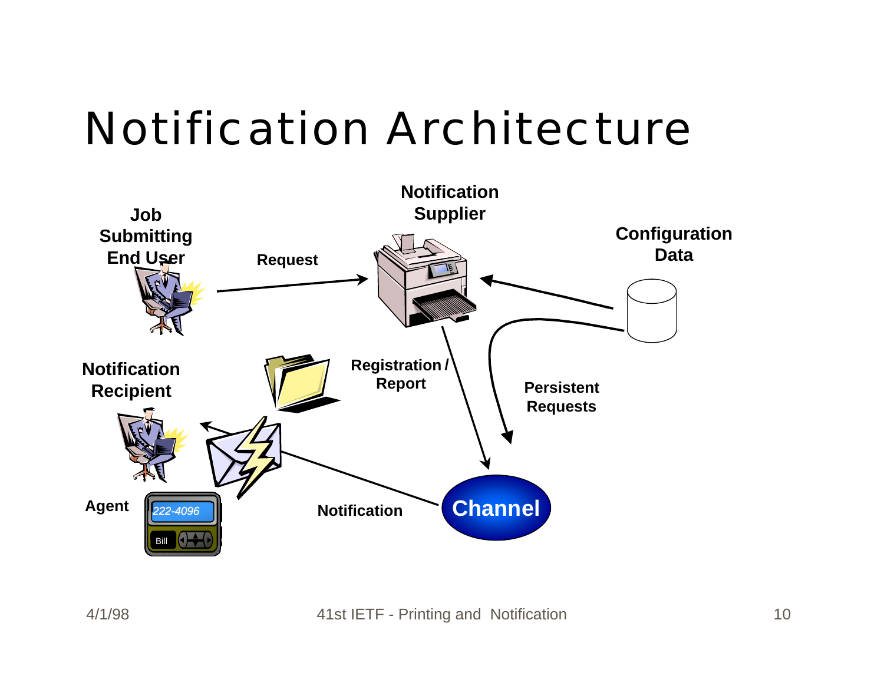# Notification Architecture

Notification Supplier

Job Submitting End User

Request

Configuration Data

Notification Recipient

Registration / Report

Persistent Requests

Agent

222-4096

Bill

Notification

Channel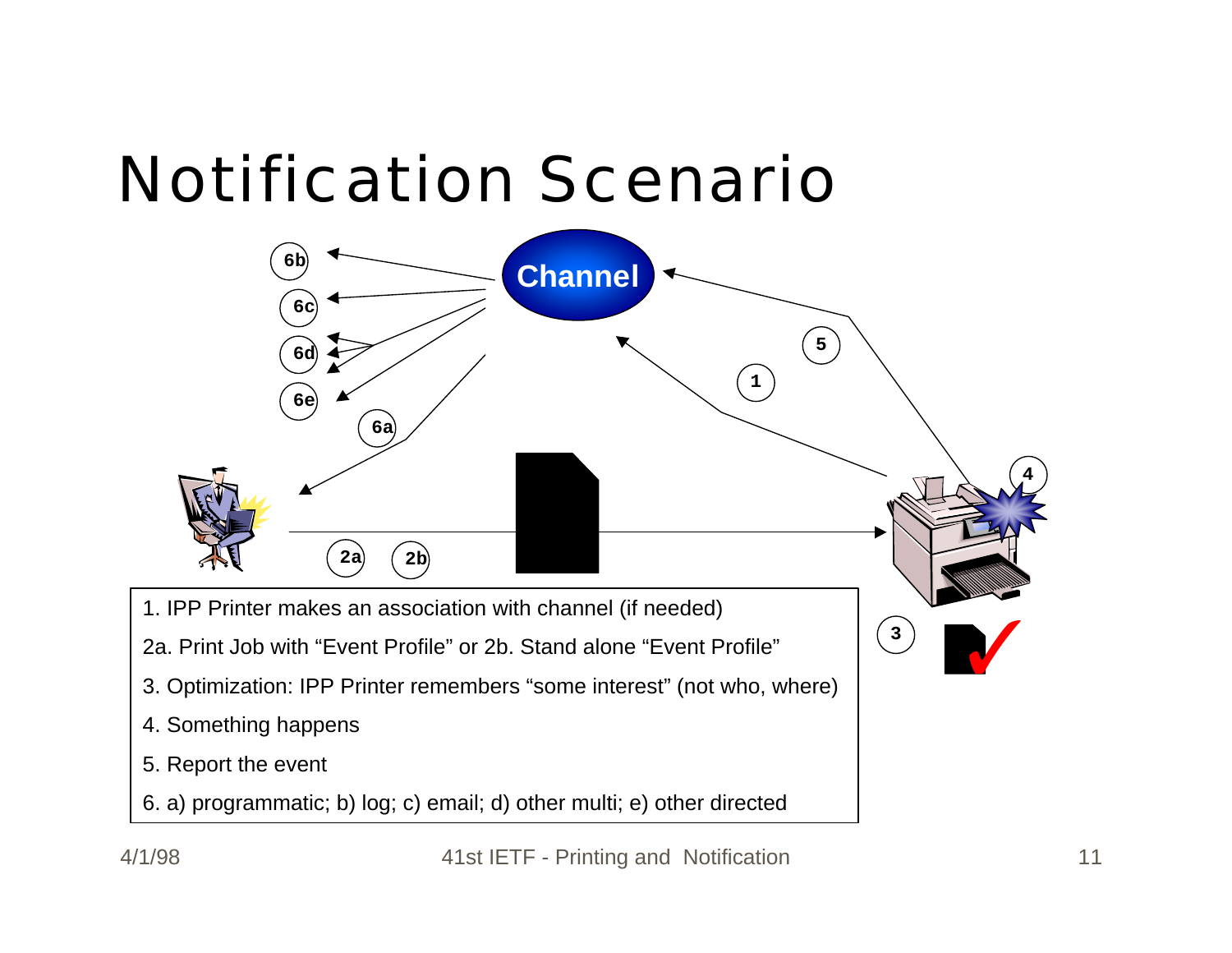# Notification Scenario

1. IPP Printer makes an association with channel (if needed)
2a. Print Job with “Event Profile” or 2b. Stand alone “Event Profile”
3. Optimization: IPP Printer remembers “some interest” (not who, where)
4. Something happens
5. Report the event
6. a) programmatic; b) log; c) email; d) other multi; e) other directed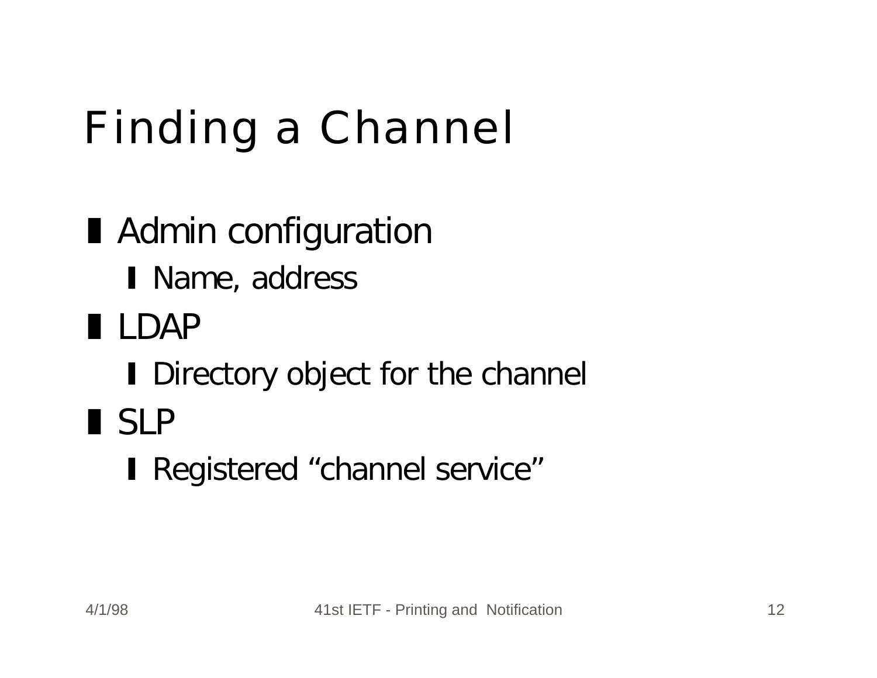# Finding a Channel

- Admin configuration
  - Name, address
- LDAP
  - Directory object for the channel
- SLP
  - Registered “channel service”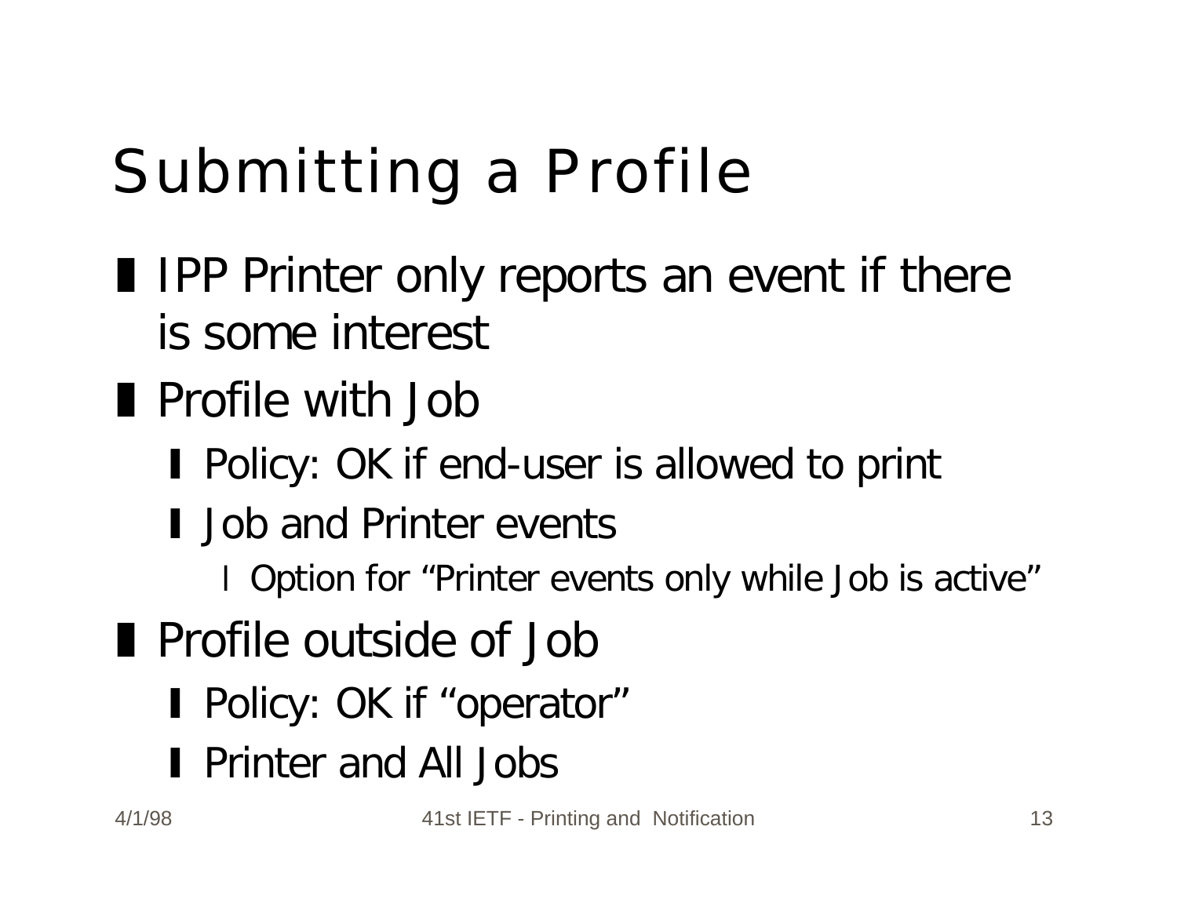# Submitting a Profile

- IPP Printer only reports an event if there is some interest
- Profile with Job
  - Policy: OK if end-user is allowed to print
  - Job and Printer events
    - Option for “Printer events only while Job is active”
- Profile outside of Job
  - Policy: OK if “operator”
  - Printer and All Jobs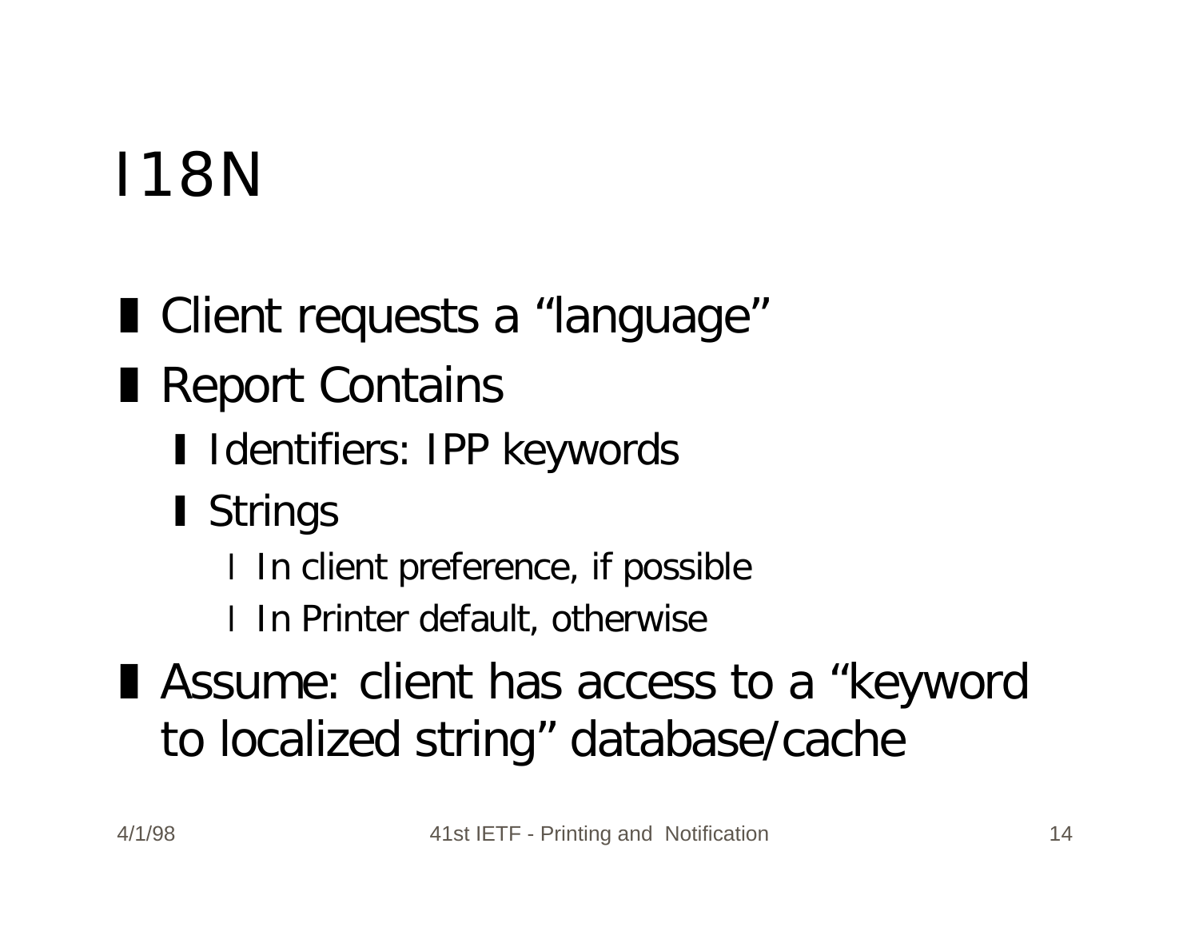# I18N

- Client requests a “language”
- Report Contains
  - Identifiers: IPP keywords
  - Strings
    - In client preference, if possible
    - In Printer default, otherwise
- Assume: client has access to a “keyword to localized string” database/cache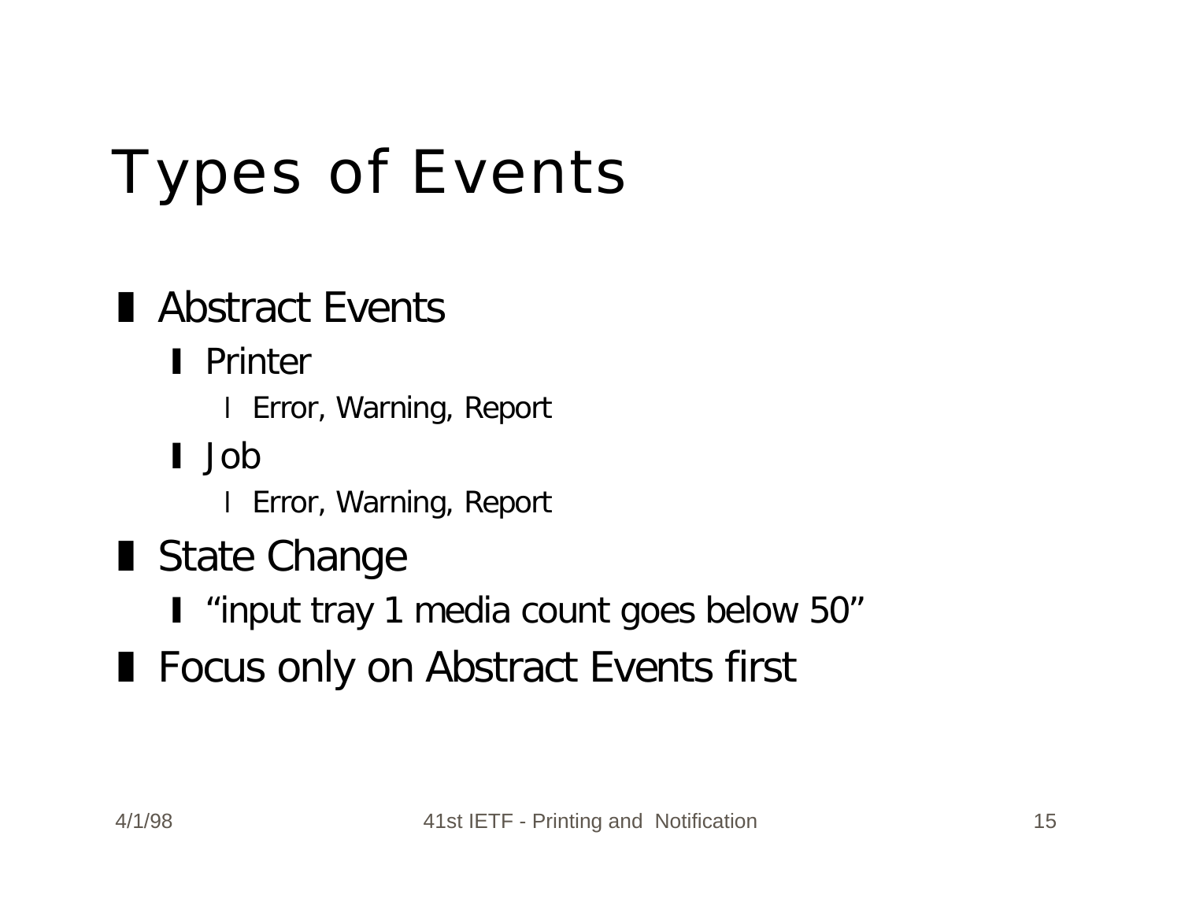# Types of Events

- Abstract Events
  - Printer
    - Error, Warning, Report
  - Job
    - Error, Warning, Report
- State Change
  - “input tray 1 media count goes below 50”
- Focus only on Abstract Events first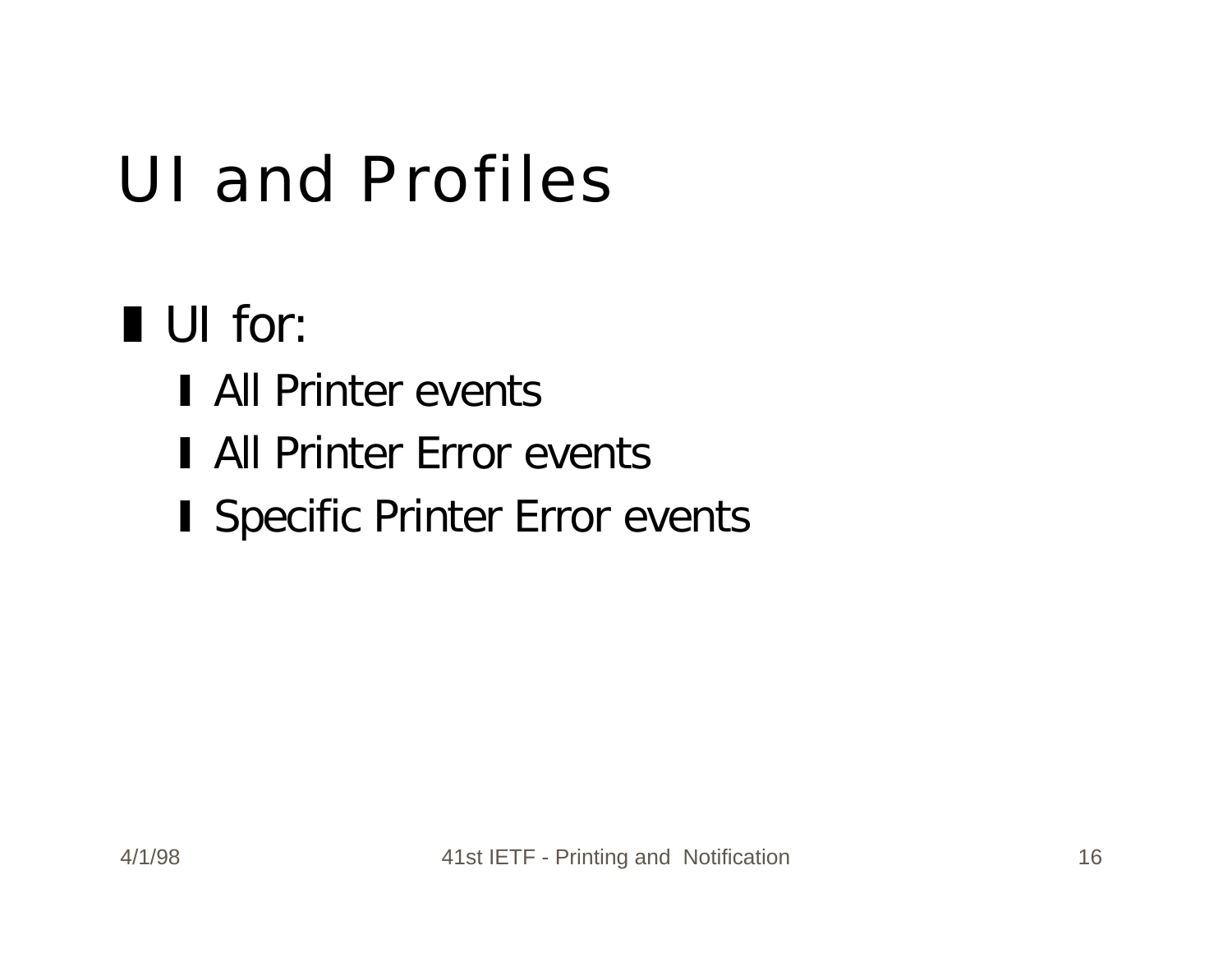# UI and Profiles

- UI for:
  - All Printer events
  - All Printer Error events
  - Specific Printer Error events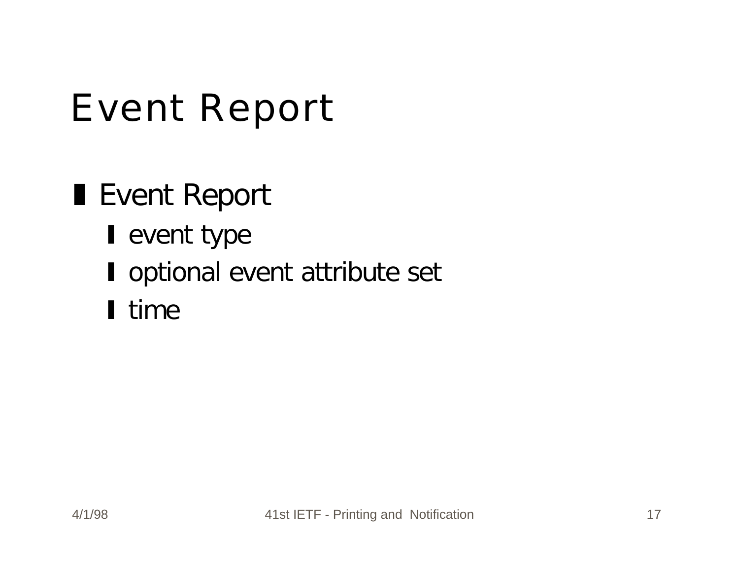# Event Report

- Event Report
  - event type
  - optional event attribute set
  - time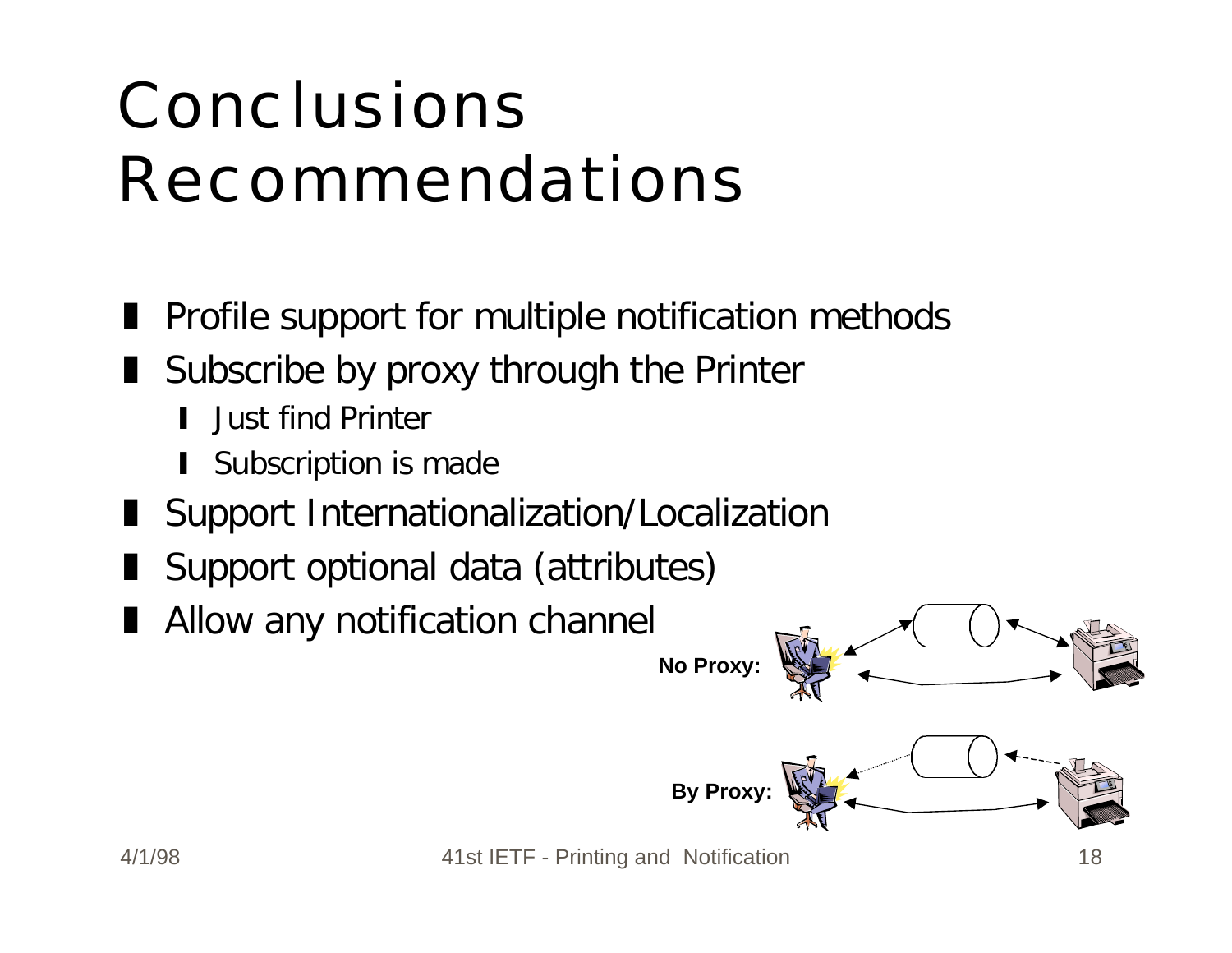# Conclusions
# Recommendations

- Profile support for multiple notification methods
- Subscribe by proxy through the Printer
  - Just find Printer
  - Subscription is made
- Support Internationalization/Localization
- Support optional data (attributes)
- Allow any notification channel

No Proxy:

By Proxy: